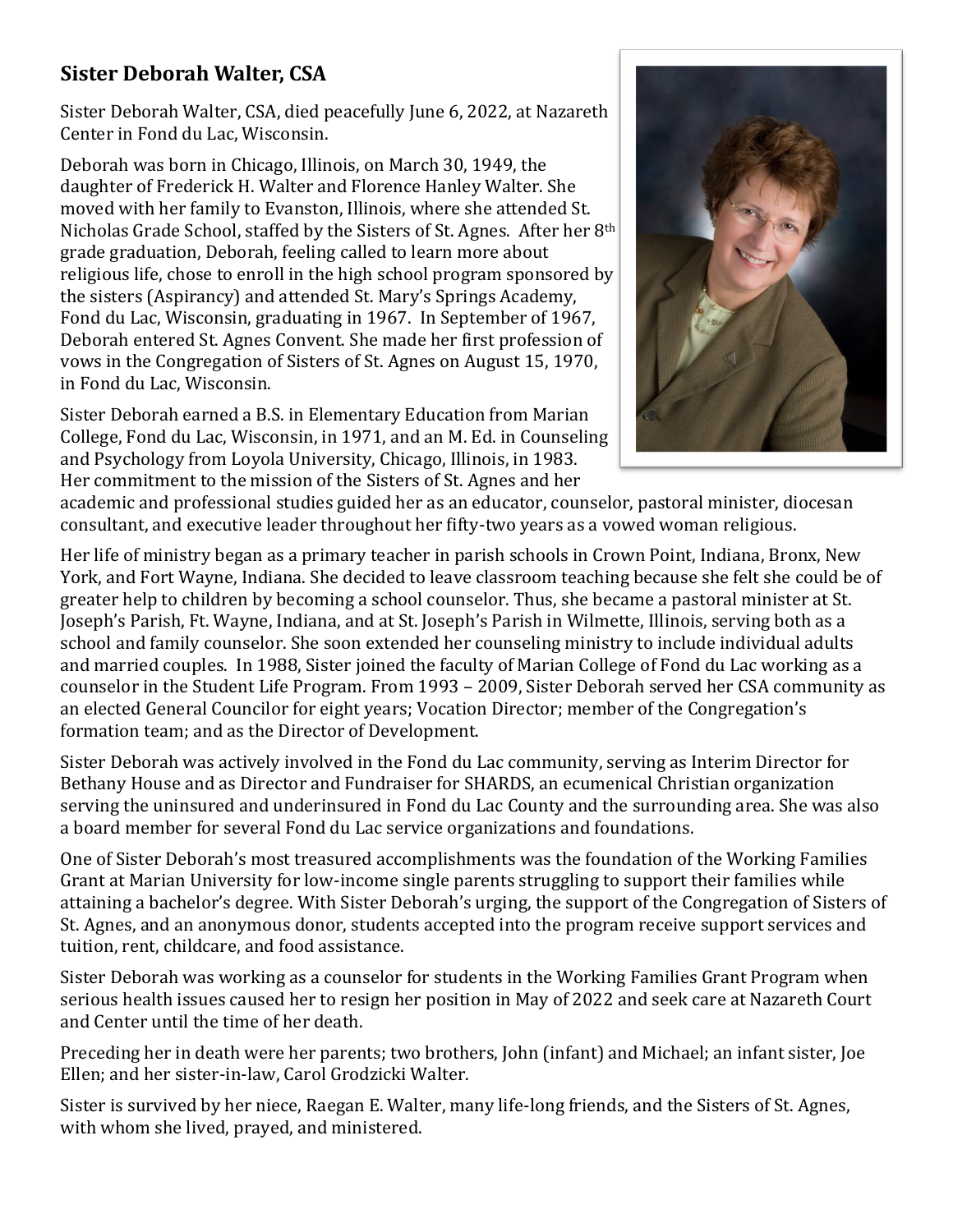## Sister Deborah Walter, CSA

Sister Deborah Walter, CSA, died peacefully June 6, 2022, at Nazareth Center in Fond du Lac, Wisconsin.

Deborah was born in Chicago, Illinois, on March 30, 1949, the daughter of Frederick H. Walter and Florence Hanley Walter. She moved with her family to Evanston, Illinois, where she attended St. Nicholas Grade School, staffed by the Sisters of St. Agnes. After her 8th grade graduation, Deborah, feeling called to learn more about religious life, chose to enroll in the high school program sponsored by the sisters (Aspirancy) and attended St. Mary's Springs Academy, Fond du Lac, Wisconsin, graduating in 1967. In September of 1967, Deborah entered St. Agnes Convent. She made her first profession of vows in the Congregation of Sisters of St. Agnes on August 15, 1970, in Fond du Lac, Wisconsin.

Sister Deborah earned a B.S. in Elementary Education from Marian College, Fond du Lac, Wisconsin, in 1971, and an M. Ed. in Counseling and Psychology from Loyola University, Chicago, Illinois, in 1983. Her commitment to the mission of the Sisters of St. Agnes and her academic and professional studies guided her as an educator, counselor, pastoral minister, diocesan consultant, and executive leader throughout her fifty-two years as a vowed woman religious.

Her life of ministry began as a primary teacher in parish schools in Crown Point, Indiana, Bronx, New York, and Fort Wayne, Indiana. She decided to leave classroom teaching because she felt she could be of greater help to children by becoming a school counselor. Thus, she became a pastoral minister at St. Joseph's Parish, Ft. Wayne, Indiana, and at St. Joseph's Parish in Wilmette, Illinois, serving both as a school and family counselor. She soon extended her counseling ministry to include individual adults and married couples. In 1988, Sister joined the faculty of Marian College of Fond du Lac working as a counselor in the Student Life Program. From 1993 – 2009, Sister Deborah served her CSA community as an elected General Councilor for eight years; Vocation Director; member of the Congregation's formation team; and as the Director of Development.

Sister Deborah was actively involved in the Fond du Lac community, serving as Interim Director for Bethany House and as Director and Fundraiser for SHARDS, an ecumenical Christian organization serving the uninsured and underinsured in Fond du Lac County and the surrounding area. She was also a board member for several Fond du Lac service organizations and foundations.

One of Sister Deborah's most treasured accomplishments was the foundation of the Working Families Grant at Marian University for low-income single parents struggling to support their families while attaining a bachelor's degree. With Sister Deborah's urging, the support of the Congregation of Sisters of St. Agnes, and an anonymous donor, students accepted into the program receive support services and tuition, rent, childcare, and food assistance.

Sister Deborah was working as a counselor for students in the Working Families Grant Program when serious health issues caused her to resign her position in May of 2022 and seek care at Nazareth Court and Center until the time of her death.

Preceding her in death were her parents; two brothers, John (infant) and Michael; an infant sister, Joe Ellen; and her sister-in-law, Carol Grodzicki Walter.

Sister is survived by her niece, Raegan E. Walter, many life-long friends, and the Sisters of St. Agnes, with whom she lived, prayed, and ministered.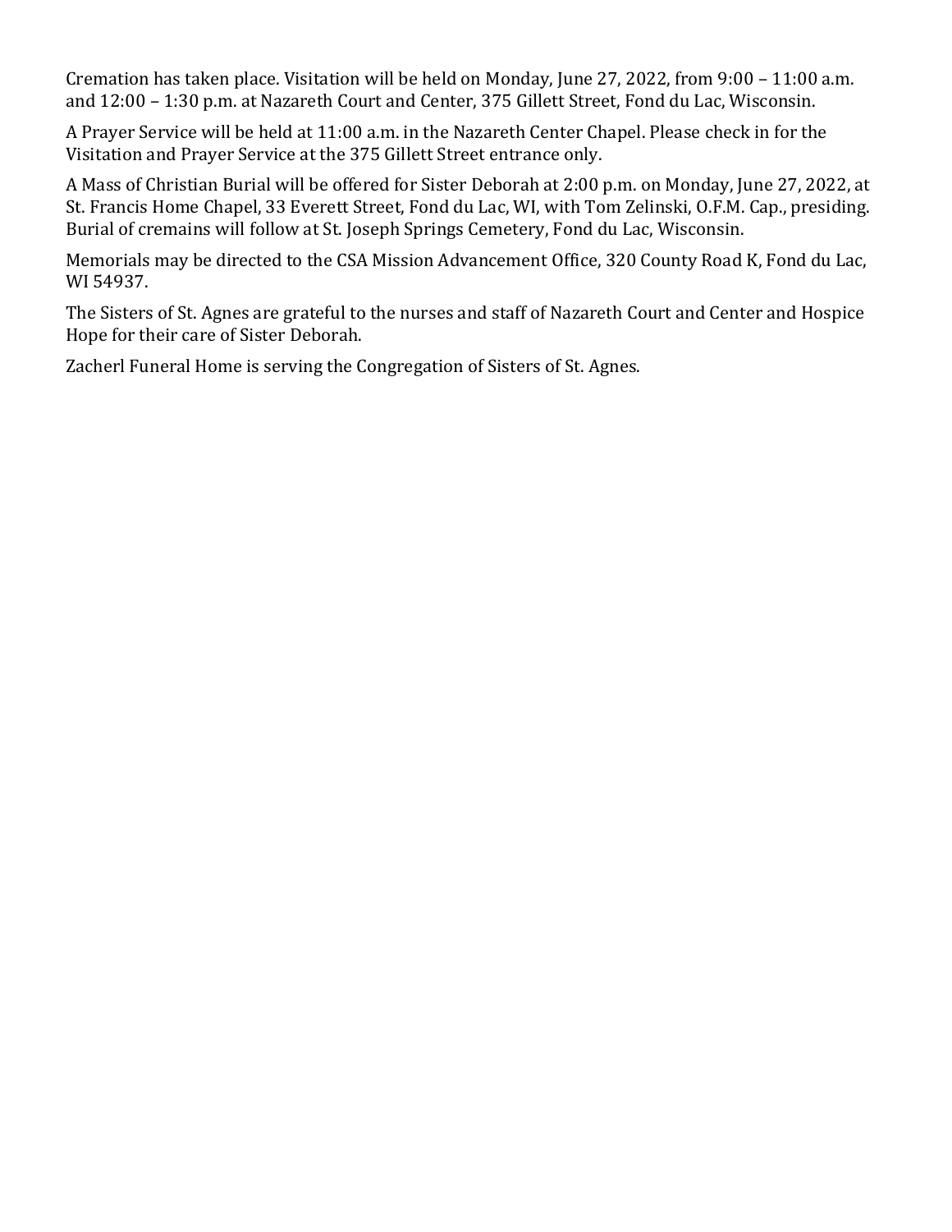Cremation has taken place. Visitation will be held on Monday, June 27, 2022, from 9:00 – 11:00 a.m. and 12:00 – 1:30 p.m. at Nazareth Court and Center, 375 Gillett Street, Fond du Lac, Wisconsin.

A Prayer Service will be held at 11:00 a.m. in the Nazareth Center Chapel. Please check in for the Visitation and Prayer Service at the 375 Gillett Street entrance only.

A Mass of Christian Burial will be offered for Sister Deborah at 2:00 p.m. on Monday, June 27, 2022, at St. Francis Home Chapel, 33 Everett Street, Fond du Lac, WI, with Tom Zelinski, O.F.M. Cap., presiding. Burial of cremains will follow at St. Joseph Springs Cemetery, Fond du Lac, Wisconsin.

Memorials may be directed to the CSA Mission Advancement Office, 320 County Road K, Fond du Lac, WI 54937.

The Sisters of St. Agnes are grateful to the nurses and staff of Nazareth Court and Center and Hospice Hope for their care of Sister Deborah.

Zacherl Funeral Home is serving the Congregation of Sisters of St. Agnes.